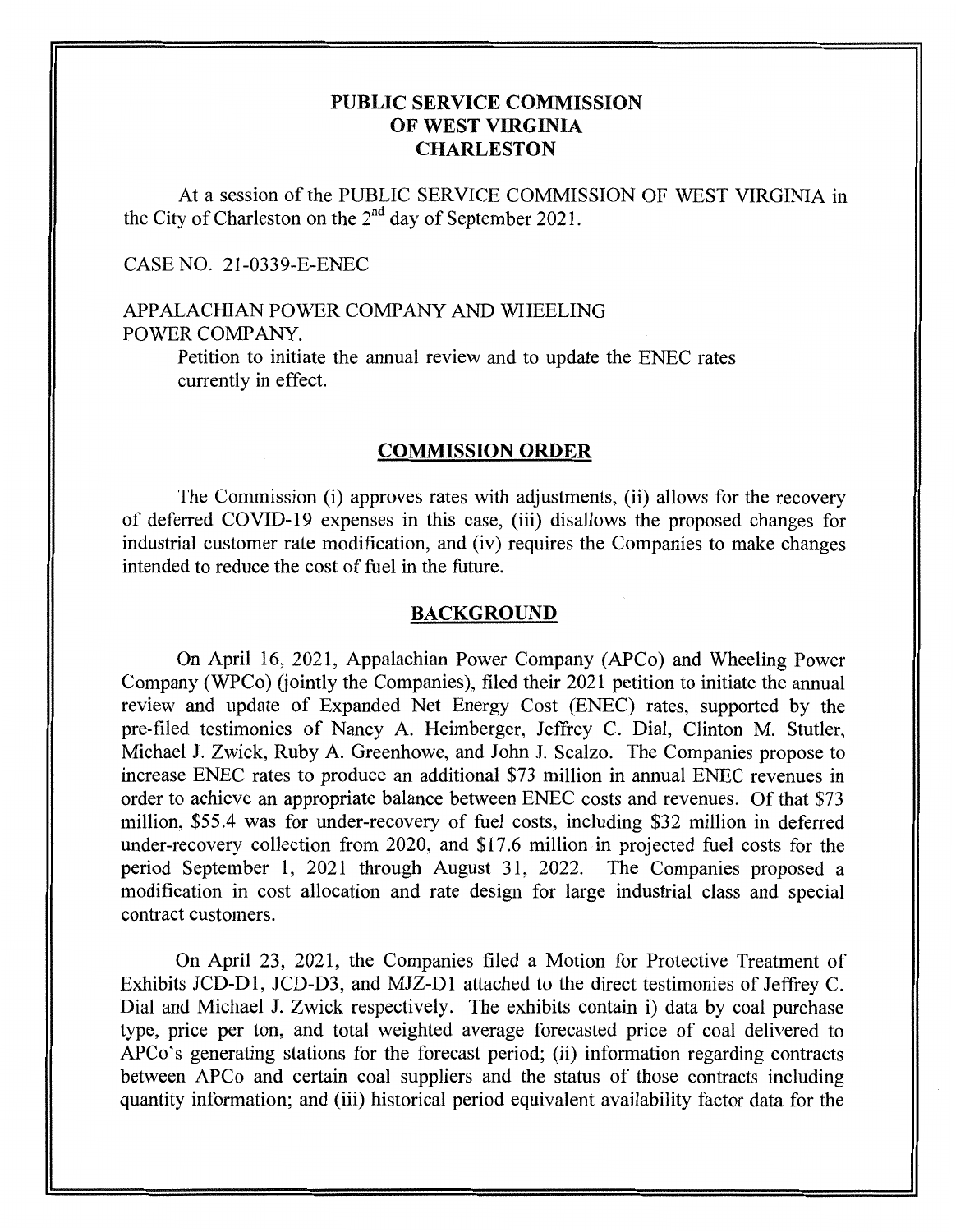# PUBLIC SERVICE COMMISSION
# OF WEST VIRGINIA
# CHARLESTON

At a session of the PUBLIC SERVICE COMMISSION OF WEST VIRGINIA in the City of Charleston on the 2nd day of September 2021.

CASE NO. 21-0339-E-ENEC

APPALACHIAN POWER COMPANY AND WHEELING POWER COMPANY.

Petition to initiate the annual review and to update the ENEC rates currently in effect.

## COMMISSION ORDER

The Commission (i) approves rates with adjustments, (ii) allows for the recovery of deferred COVID-19 expenses in this case, (iii) disallows the proposed changes for industrial customer rate modification, and (iv) requires the Companies to make changes intended to reduce the cost of fuel in the future.

## BACKGROUND

On April 16, 2021, Appalachian Power Company (APCo) and Wheeling Power Company (WPCo) (jointly the Companies), filed their 2021 petition to initiate the annual review and update of Expanded Net Energy Cost (ENEC) rates, supported by the pre-filed testimonies of Nancy A. Heimberger, Jeffrey C. Dial, Clinton M. Stutler, Michael J. Zwick, Ruby A. Greenhowe, and John J. Scalzo. The Companies propose to increase ENEC rates to produce an additional $73 million in annual ENEC revenues in order to achieve an appropriate balance between ENEC costs and revenues. Of that $73 million, $55.4 was for under-recovery of fuel costs, including $32 million in deferred under-recovery collection from 2020, and $17.6 million in projected fuel costs for the period September 1, 2021 through August 31, 2022. The Companies proposed a modification in cost allocation and rate design for large industrial class and special contract customers.

On April 23, 2021, the Companies filed a Motion for Protective Treatment of Exhibits JCD-D1, JCD-D3, and MJZ-D1 attached to the direct testimonies of Jeffrey C. Dial and Michael J. Zwick respectively. The exhibits contain i) data by coal purchase type, price per ton, and total weighted average forecasted price of coal delivered to APCo's generating stations for the forecast period; (ii) information regarding contracts between APCo and certain coal suppliers and the status of those contracts including quantity information; and (iii) historical period equivalent availability factor data for the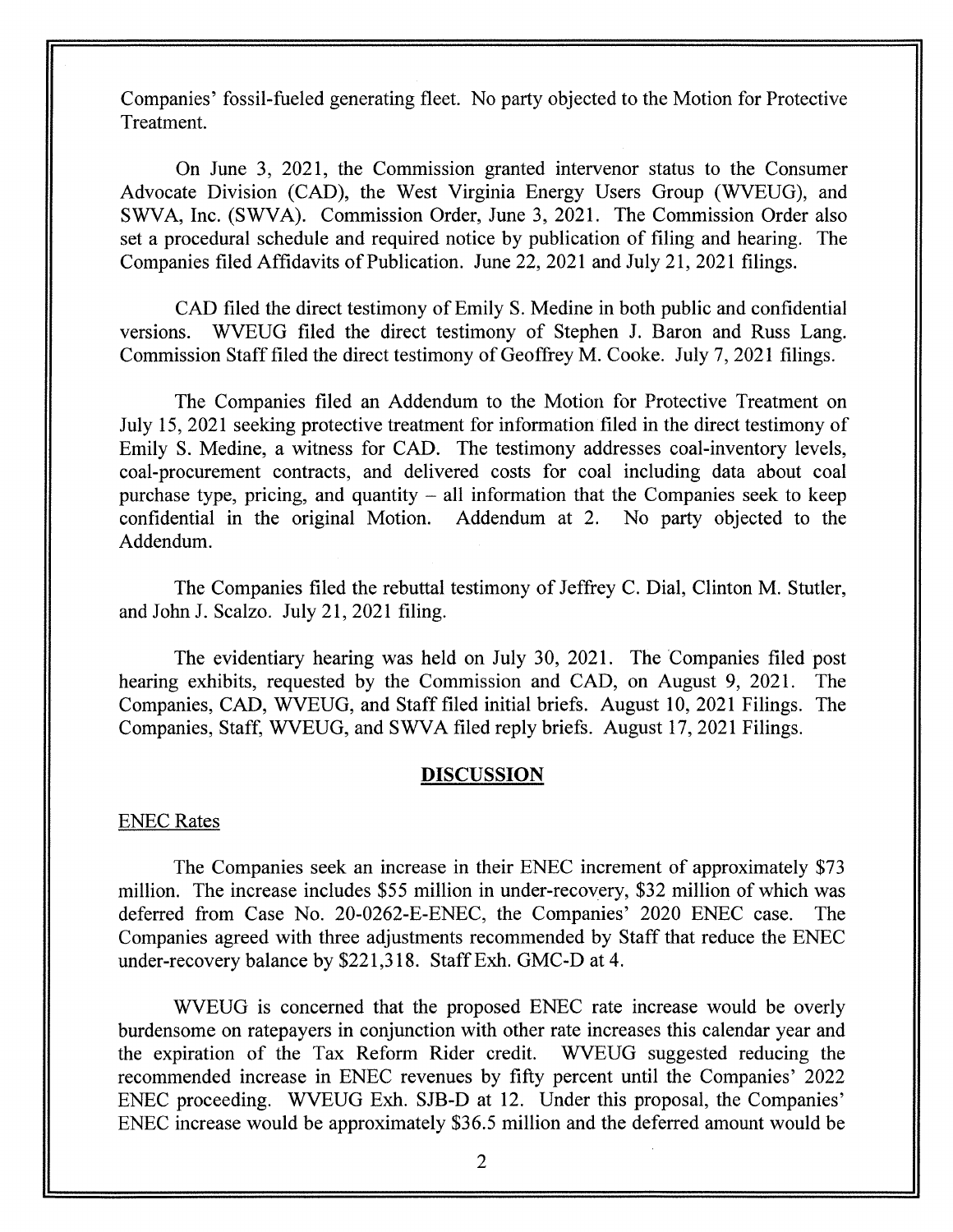Companies' fossil-fueled generating fleet. No party objected to the Motion for Protective Treatment.

On June 3, 2021, the Commission granted intervenor status to the Consumer Advocate Division (CAD), the West Virginia Energy Users Group (WVEUG), and SWVA, Inc. (SWVA). Commission Order, June 3, 2021. The Commission Order also set a procedural schedule and required notice by publication of filing and hearing. The Companies filed Affidavits of Publication. June 22, 2021 and July 21, 2021 filings.

CAD filed the direct testimony of Emily S. Medine in both public and confidential versions. WVEUG filed the direct testimony of Stephen J. Baron and Russ Lang. Commission Staff filed the direct testimony of Geoffrey M. Cooke. July 7, 2021 filings.

The Companies filed an Addendum to the Motion for Protective Treatment on July 15, 2021 seeking protective treatment for information filed in the direct testimony of Emily S. Medine, a witness for CAD. The testimony addresses coal-inventory levels, coal-procurement contracts, and delivered costs for coal including data about coal purchase type, pricing, and quantity – all information that the Companies seek to keep confidential in the original Motion. Addendum at 2. No party objected to the Addendum.

The Companies filed the rebuttal testimony of Jeffrey C. Dial, Clinton M. Stutler, and John J. Scalzo. July 21, 2021 filing.

The evidentiary hearing was held on July 30, 2021. The Companies filed post hearing exhibits, requested by the Commission and CAD, on August 9, 2021. The Companies, CAD, WVEUG, and Staff filed initial briefs. August 10, 2021 Filings. The Companies, Staff, WVEUG, and SWVA filed reply briefs. August 17, 2021 Filings.

## DISCUSSION

### ENEC Rates

The Companies seek an increase in their ENEC increment of approximately $73 million. The increase includes $55 million in under-recovery, $32 million of which was deferred from Case No. 20-0262-E-ENEC, the Companies' 2020 ENEC case. The Companies agreed with three adjustments recommended by Staff that reduce the ENEC under-recovery balance by $221,318. Staff Exh. GMC-D at 4.

WVEUG is concerned that the proposed ENEC rate increase would be overly burdensome on ratepayers in conjunction with other rate increases this calendar year and the expiration of the Tax Reform Rider credit. WVEUG suggested reducing the recommended increase in ENEC revenues by fifty percent until the Companies' 2022 ENEC proceeding. WVEUG Exh. SJB-D at 12. Under this proposal, the Companies' ENEC increase would be approximately $36.5 million and the deferred amount would be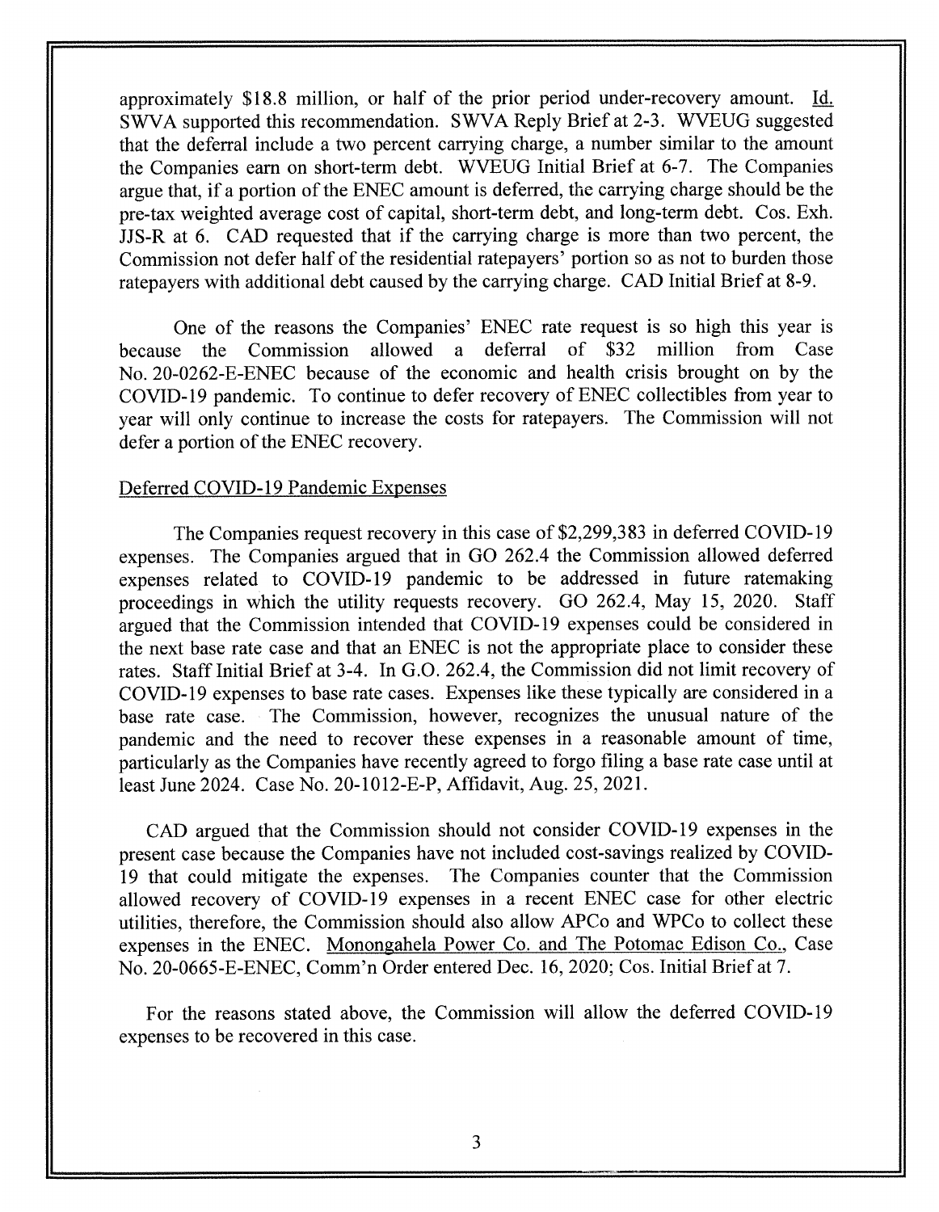approximately $18.8 million, or half of the prior period under-recovery amount. Id. SWVA supported this recommendation. SWVA Reply Brief at 2-3. WVEUG suggested that the deferral include a two percent carrying charge, a number similar to the amount the Companies earn on short-term debt. WVEUG Initial Brief at 6-7. The Companies argue that, if a portion of the ENEC amount is deferred, the carrying charge should be the pre-tax weighted average cost of capital, short-term debt, and long-term debt. Cos. Exh. JJS-R at 6. CAD requested that if the carrying charge is more than two percent, the Commission not defer half of the residential ratepayers' portion so as not to burden those ratepayers with additional debt caused by the carrying charge. CAD Initial Brief at 8-9.

One of the reasons the Companies' ENEC rate request is so high this year is because the Commission allowed a deferral of $32 million from Case No. 20-0262-E-ENEC because of the economic and health crisis brought on by the COVID-19 pandemic. To continue to defer recovery of ENEC collectibles from year to year will only continue to increase the costs for ratepayers. The Commission will not defer a portion of the ENEC recovery.

Deferred COVID-19 Pandemic Expenses

The Companies request recovery in this case of $2,299,383 in deferred COVID-19 expenses. The Companies argued that in GO 262.4 the Commission allowed deferred expenses related to COVID-19 pandemic to be addressed in future ratemaking proceedings in which the utility requests recovery. GO 262.4, May 15, 2020. Staff argued that the Commission intended that COVID-19 expenses could be considered in the next base rate case and that an ENEC is not the appropriate place to consider these rates. Staff Initial Brief at 3-4. In G.O. 262.4, the Commission did not limit recovery of COVID-19 expenses to base rate cases. Expenses like these typically are considered in a base rate case. The Commission, however, recognizes the unusual nature of the pandemic and the need to recover these expenses in a reasonable amount of time, particularly as the Companies have recently agreed to forgo filing a base rate case until at least June 2024. Case No. 20-1012-E-P, Affidavit, Aug. 25, 2021.

CAD argued that the Commission should not consider COVID-19 expenses in the present case because the Companies have not included cost-savings realized by COVID-19 that could mitigate the expenses. The Companies counter that the Commission allowed recovery of COVID-19 expenses in a recent ENEC case for other electric utilities, therefore, the Commission should also allow APCo and WPCo to collect these expenses in the ENEC. Monongahela Power Co. and The Potomac Edison Co., Case No. 20-0665-E-ENEC, Comm'n Order entered Dec. 16, 2020; Cos. Initial Brief at 7.

For the reasons stated above, the Commission will allow the deferred COVID-19 expenses to be recovered in this case.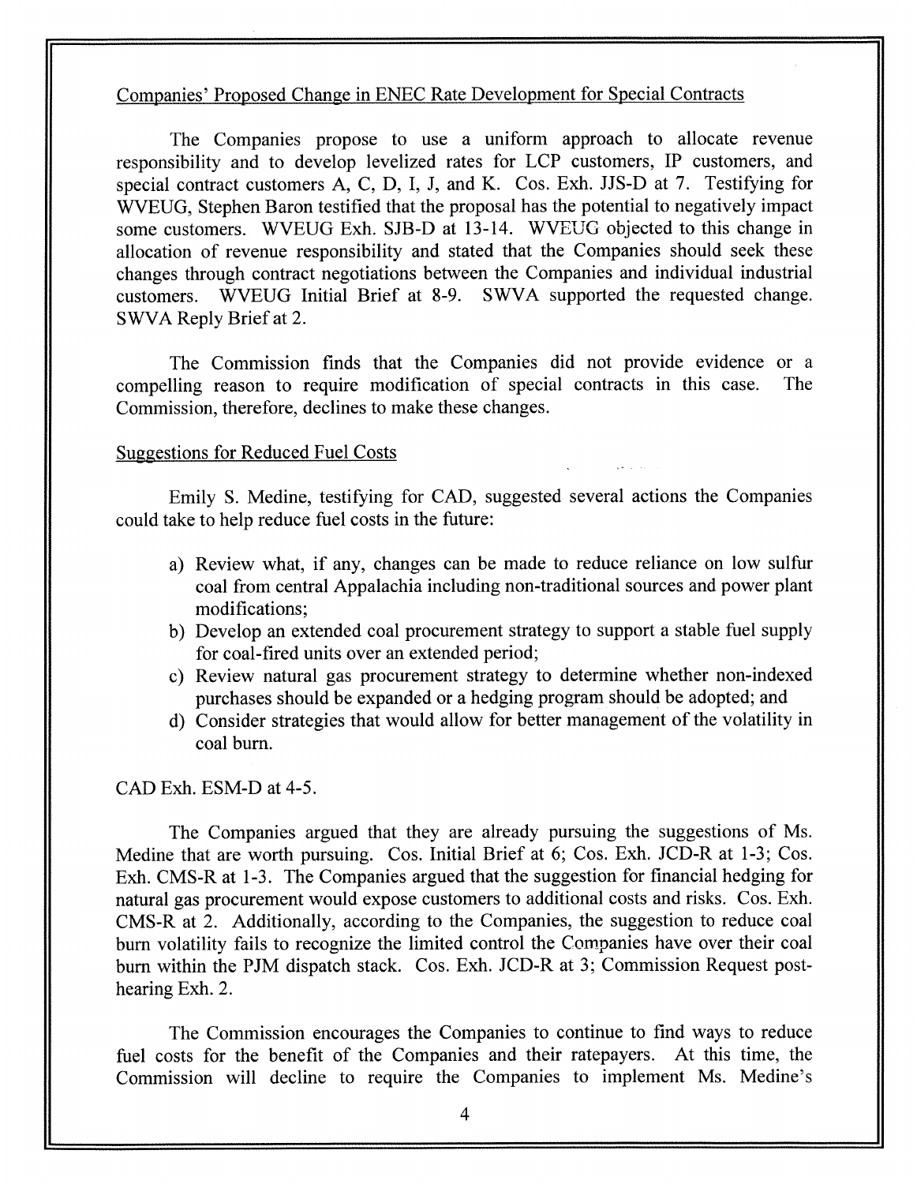Companies' Proposed Change in ENEC Rate Development for Special Contracts

The Companies propose to use a uniform approach to allocate revenue responsibility and to develop levelized rates for LCP customers, IP customers, and special contract customers A, C, D, I, J, and K. Cos. Exh. JJS-D at 7. Testifying for WVEUG, Stephen Baron testified that the proposal has the potential to negatively impact some customers. WVEUG Exh. SJB-D at 13-14. WVEUG objected to this change in allocation of revenue responsibility and stated that the Companies should seek these changes through contract negotiations between the Companies and individual industrial customers. WVEUG Initial Brief at 8-9. SWVA supported the requested change. SWVA Reply Brief at 2.

The Commission finds that the Companies did not provide evidence or a compelling reason to require modification of special contracts in this case. The Commission, therefore, declines to make these changes.

Suggestions for Reduced Fuel Costs

Emily S. Medine, testifying for CAD, suggested several actions the Companies could take to help reduce fuel costs in the future:

a) Review what, if any, changes can be made to reduce reliance on low sulfur coal from central Appalachia including non-traditional sources and power plant modifications;
b) Develop an extended coal procurement strategy to support a stable fuel supply for coal-fired units over an extended period;
c) Review natural gas procurement strategy to determine whether non-indexed purchases should be expanded or a hedging program should be adopted; and
d) Consider strategies that would allow for better management of the volatility in coal burn.

CAD Exh. ESM-D at 4-5.

The Companies argued that they are already pursuing the suggestions of Ms. Medine that are worth pursuing. Cos. Initial Brief at 6; Cos. Exh. JCD-R at 1-3; Cos. Exh. CMS-R at 1-3. The Companies argued that the suggestion for financial hedging for natural gas procurement would expose customers to additional costs and risks. Cos. Exh. CMS-R at 2. Additionally, according to the Companies, the suggestion to reduce coal burn volatility fails to recognize the limited control the Companies have over their coal burn within the PJM dispatch stack. Cos. Exh. JCD-R at 3; Commission Request post-hearing Exh. 2.

The Commission encourages the Companies to continue to find ways to reduce fuel costs for the benefit of the Companies and their ratepayers. At this time, the Commission will decline to require the Companies to implement Ms. Medine's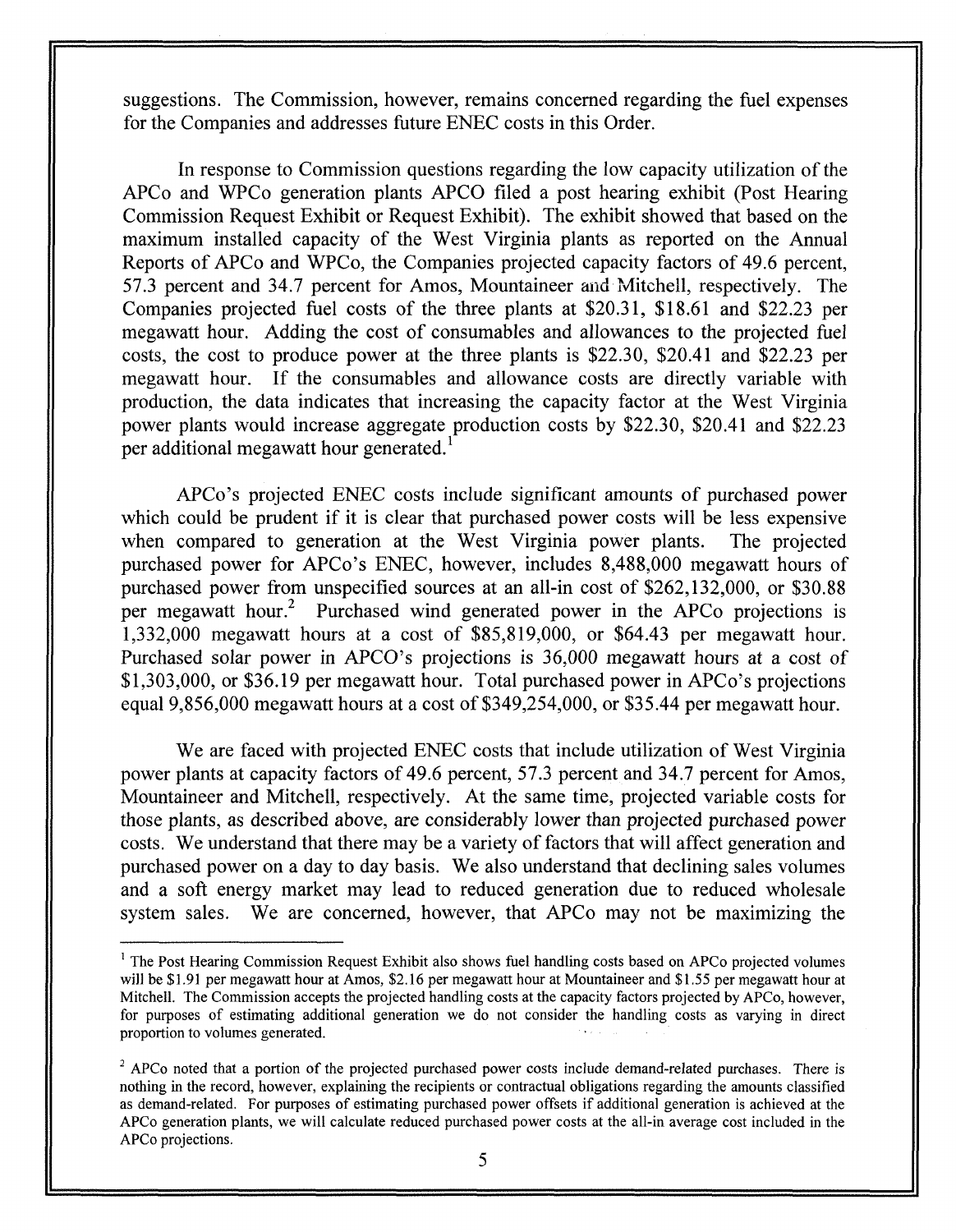suggestions. The Commission, however, remains concerned regarding the fuel expenses for the Companies and addresses future ENEC costs in this Order.

In response to Commission questions regarding the low capacity utilization of the APCo and WPCo generation plants APCO filed a post hearing exhibit (Post Hearing Commission Request Exhibit or Request Exhibit). The exhibit showed that based on the maximum installed capacity of the West Virginia plants as reported on the Annual Reports of APCo and WPCo, the Companies projected capacity factors of 49.6 percent, 57.3 percent and 34.7 percent for Amos, Mountaineer and Mitchell, respectively. The Companies projected fuel costs of the three plants at $20.31, $18.61 and $22.23 per megawatt hour. Adding the cost of consumables and allowances to the projected fuel costs, the cost to produce power at the three plants is $22.30, $20.41 and $22.23 per megawatt hour. If the consumables and allowance costs are directly variable with production, the data indicates that increasing the capacity factor at the West Virginia power plants would increase aggregate production costs by $22.30, $20.41 and $22.23 per additional megawatt hour generated.[1]

APCo's projected ENEC costs include significant amounts of purchased power which could be prudent if it is clear that purchased power costs will be less expensive when compared to generation at the West Virginia power plants. The projected purchased power for APCo's ENEC, however, includes 8,488,000 megawatt hours of purchased power from unspecified sources at an all-in cost of $262,132,000, or $30.88 per megawatt hour.[2] Purchased wind generated power in the APCo projections is 1,332,000 megawatt hours at a cost of $85,819,000, or $64.43 per megawatt hour. Purchased solar power in APCO's projections is 36,000 megawatt hours at a cost of $1,303,000, or $36.19 per megawatt hour. Total purchased power in APCo's projections equal 9,856,000 megawatt hours at a cost of $349,254,000, or $35.44 per megawatt hour.

We are faced with projected ENEC costs that include utilization of West Virginia power plants at capacity factors of 49.6 percent, 57.3 percent and 34.7 percent for Amos, Mountaineer and Mitchell, respectively. At the same time, projected variable costs for those plants, as described above, are considerably lower than projected purchased power costs. We understand that there may be a variety of factors that will affect generation and purchased power on a day to day basis. We also understand that declining sales volumes and a soft energy market may lead to reduced generation due to reduced wholesale system sales. We are concerned, however, that APCo may not be maximizing the

---

[1] The Post Hearing Commission Request Exhibit also shows fuel handling costs based on APCo projected volumes will be $1.91 per megawatt hour at Amos, $2.16 per megawatt hour at Mountaineer and $1.55 per megawatt hour at Mitchell. The Commission accepts the projected handling costs at the capacity factors projected by APCo, however, for purposes of estimating additional generation we do not consider the handling costs as varying in direct proportion to volumes generated.

[2] APCo noted that a portion of the projected purchased power costs include demand-related purchases. There is nothing in the record, however, explaining the recipients or contractual obligations regarding the amounts classified as demand-related. For purposes of estimating purchased power offsets if additional generation is achieved at the APCo generation plants, we will calculate reduced purchased power costs at the all-in average cost included in the APCo projections.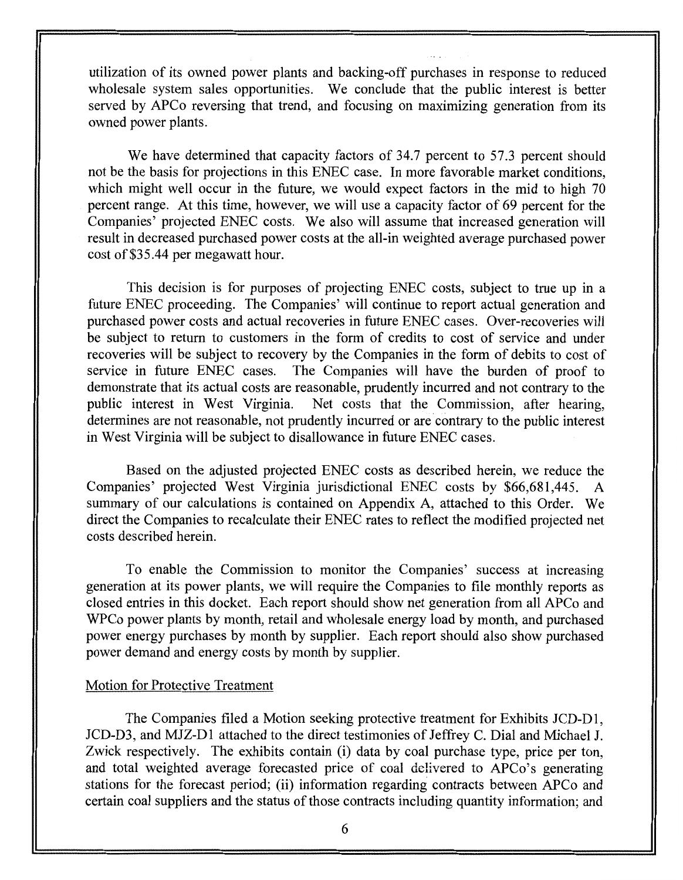utilization of its owned power plants and backing-off purchases in response to reduced wholesale system sales opportunities. We conclude that the public interest is better served by APCo reversing that trend, and focusing on maximizing generation from its owned power plants.

We have determined that capacity factors of 34.7 percent to 57.3 percent should not be the basis for projections in this ENEC case. In more favorable market conditions, which might well occur in the future, we would expect factors in the mid to high 70 percent range. At this time, however, we will use a capacity factor of 69 percent for the Companies' projected ENEC costs. We also will assume that increased generation will result in decreased purchased power costs at the all-in weighted average purchased power cost of $35.44 per megawatt hour.

This decision is for purposes of projecting ENEC costs, subject to true up in a future ENEC proceeding. The Companies' will continue to report actual generation and purchased power costs and actual recoveries in future ENEC cases. Over-recoveries will be subject to return to customers in the form of credits to cost of service and under recoveries will be subject to recovery by the Companies in the form of debits to cost of service in future ENEC cases. The Companies will have the burden of proof to demonstrate that its actual costs are reasonable, prudently incurred and not contrary to the public interest in West Virginia. Net costs that the Commission, after hearing, determines are not reasonable, not prudently incurred or are contrary to the public interest in West Virginia will be subject to disallowance in future ENEC cases.

Based on the adjusted projected ENEC costs as described herein, we reduce the Companies' projected West Virginia jurisdictional ENEC costs by $66,681,445. A summary of our calculations is contained on Appendix A, attached to this Order. We direct the Companies to recalculate their ENEC rates to reflect the modified projected net costs described herein.

To enable the Commission to monitor the Companies' success at increasing generation at its power plants, we will require the Companies to file monthly reports as closed entries in this docket. Each report should show net generation from all APCo and WPCo power plants by month, retail and wholesale energy load by month, and purchased power energy purchases by month by supplier. Each report should also show purchased power demand and energy costs by month by supplier.

## Motion for Protective Treatment

The Companies filed a Motion seeking protective treatment for Exhibits JCD-D1, JCD-D3, and MJZ-D1 attached to the direct testimonies of Jeffrey C. Dial and Michael J. Zwick respectively. The exhibits contain (i) data by coal purchase type, price per ton, and total weighted average forecasted price of coal delivered to APCo's generating stations for the forecast period; (ii) information regarding contracts between APCo and certain coal suppliers and the status of those contracts including quantity information; and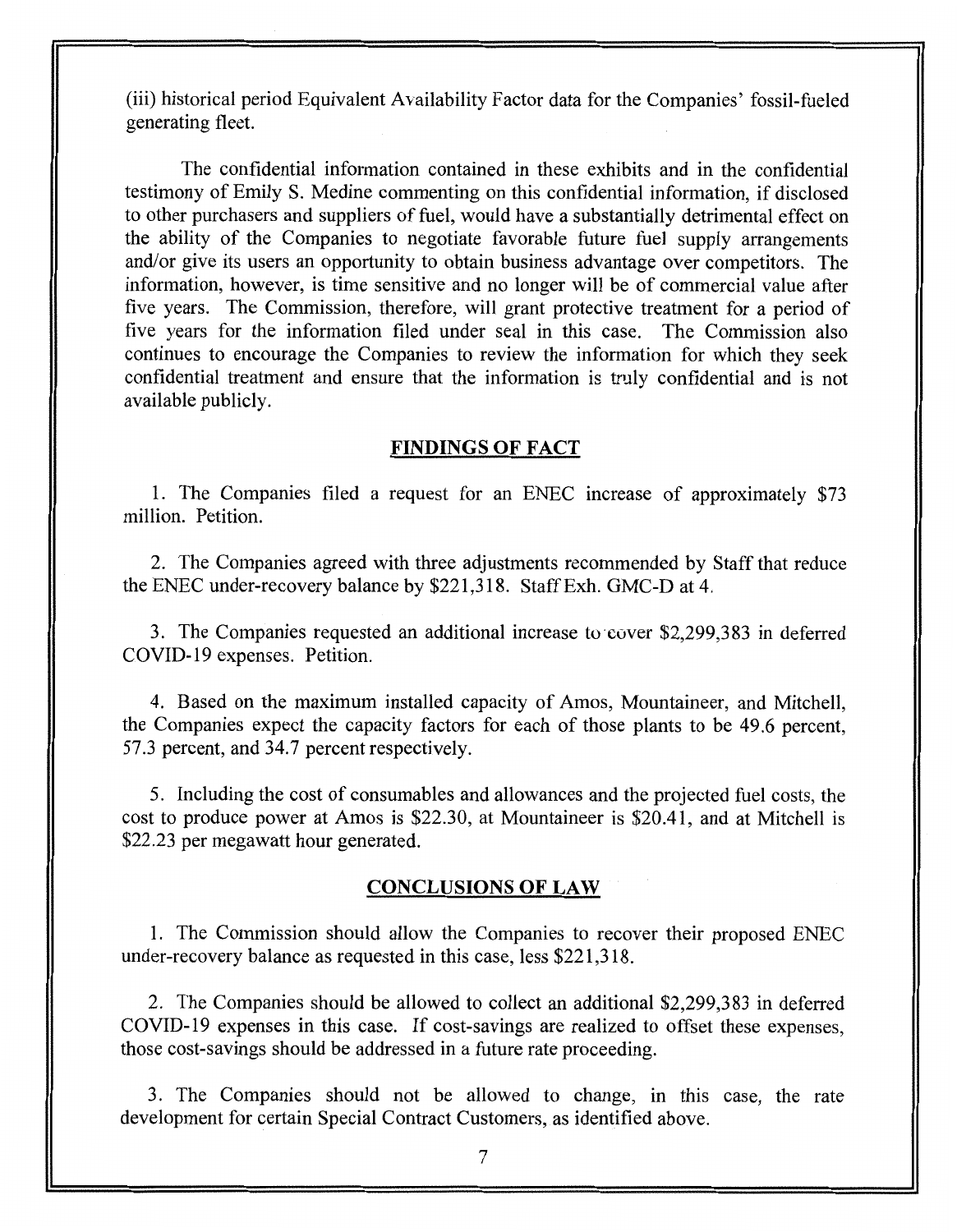(iii) historical period Equivalent Availability Factor data for the Companies' fossil-fueled generating fleet.

The confidential information contained in these exhibits and in the confidential testimony of Emily S. Medine commenting on this confidential information, if disclosed to other purchasers and suppliers of fuel, would have a substantially detrimental effect on the ability of the Companies to negotiate favorable future fuel supply arrangements and/or give its users an opportunity to obtain business advantage over competitors. The information, however, is time sensitive and no longer will be of commercial value after five years. The Commission, therefore, will grant protective treatment for a period of five years for the information filed under seal in this case. The Commission also continues to encourage the Companies to review the information for which they seek confidential treatment and ensure that the information is truly confidential and is not available publicly.

## FINDINGS OF FACT

1. The Companies filed a request for an ENEC increase of approximately $73 million. Petition.

2. The Companies agreed with three adjustments recommended by Staff that reduce the ENEC under-recovery balance by $221,318. Staff Exh. GMC-D at 4.

3. The Companies requested an additional increase to cover $2,299,383 in deferred COVID-19 expenses. Petition.

4. Based on the maximum installed capacity of Amos, Mountaineer, and Mitchell, the Companies expect the capacity factors for each of those plants to be 49.6 percent, 57.3 percent, and 34.7 percent respectively.

5. Including the cost of consumables and allowances and the projected fuel costs, the cost to produce power at Amos is $22.30, at Mountaineer is $20.41, and at Mitchell is $22.23 per megawatt hour generated.

## CONCLUSIONS OF LAW

1. The Commission should allow the Companies to recover their proposed ENEC under-recovery balance as requested in this case, less $221,318.

2. The Companies should be allowed to collect an additional $2,299,383 in deferred COVID-19 expenses in this case. If cost-savings are realized to offset these expenses, those cost-savings should be addressed in a future rate proceeding.

3. The Companies should not be allowed to change, in this case, the rate development for certain Special Contract Customers, as identified above.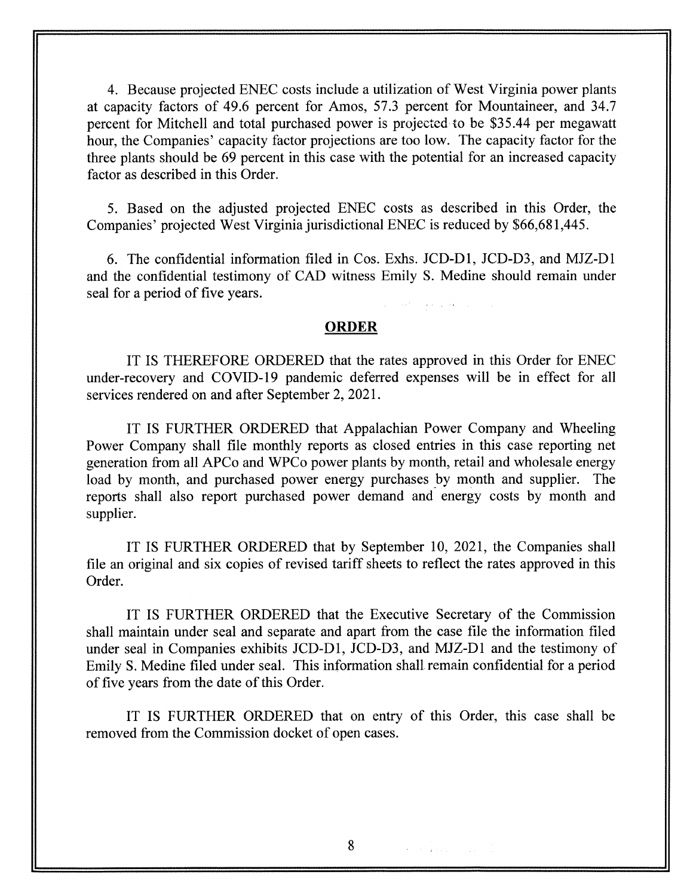4. Because projected ENEC costs include a utilization of West Virginia power plants at capacity factors of 49.6 percent for Amos, 57.3 percent for Mountaineer, and 34.7 percent for Mitchell and total purchased power is projected to be $35.44 per megawatt hour, the Companies' capacity factor projections are too low. The capacity factor for the three plants should be 69 percent in this case with the potential for an increased capacity factor as described in this Order.

5. Based on the adjusted projected ENEC costs as described in this Order, the Companies' projected West Virginia jurisdictional ENEC is reduced by $66,681,445.

6. The confidential information filed in Cos. Exhs. JCD-D1, JCD-D3, and MJZ-D1 and the confidential testimony of CAD witness Emily S. Medine should remain under seal for a period of five years.

## ORDER

IT IS THEREFORE ORDERED that the rates approved in this Order for ENEC under-recovery and COVID-19 pandemic deferred expenses will be in effect for all services rendered on and after September 2, 2021.

IT IS FURTHER ORDERED that Appalachian Power Company and Wheeling Power Company shall file monthly reports as closed entries in this case reporting net generation from all APCo and WPCo power plants by month, retail and wholesale energy load by month, and purchased power energy purchases by month and supplier. The reports shall also report purchased power demand and energy costs by month and supplier.

IT IS FURTHER ORDERED that by September 10, 2021, the Companies shall file an original and six copies of revised tariff sheets to reflect the rates approved in this Order.

IT IS FURTHER ORDERED that the Executive Secretary of the Commission shall maintain under seal and separate and apart from the case file the information filed under seal in Companies exhibits JCD-D1, JCD-D3, and MJZ-D1 and the testimony of Emily S. Medine filed under seal. This information shall remain confidential for a period of five years from the date of this Order.

IT IS FURTHER ORDERED that on entry of this Order, this case shall be removed from the Commission docket of open cases.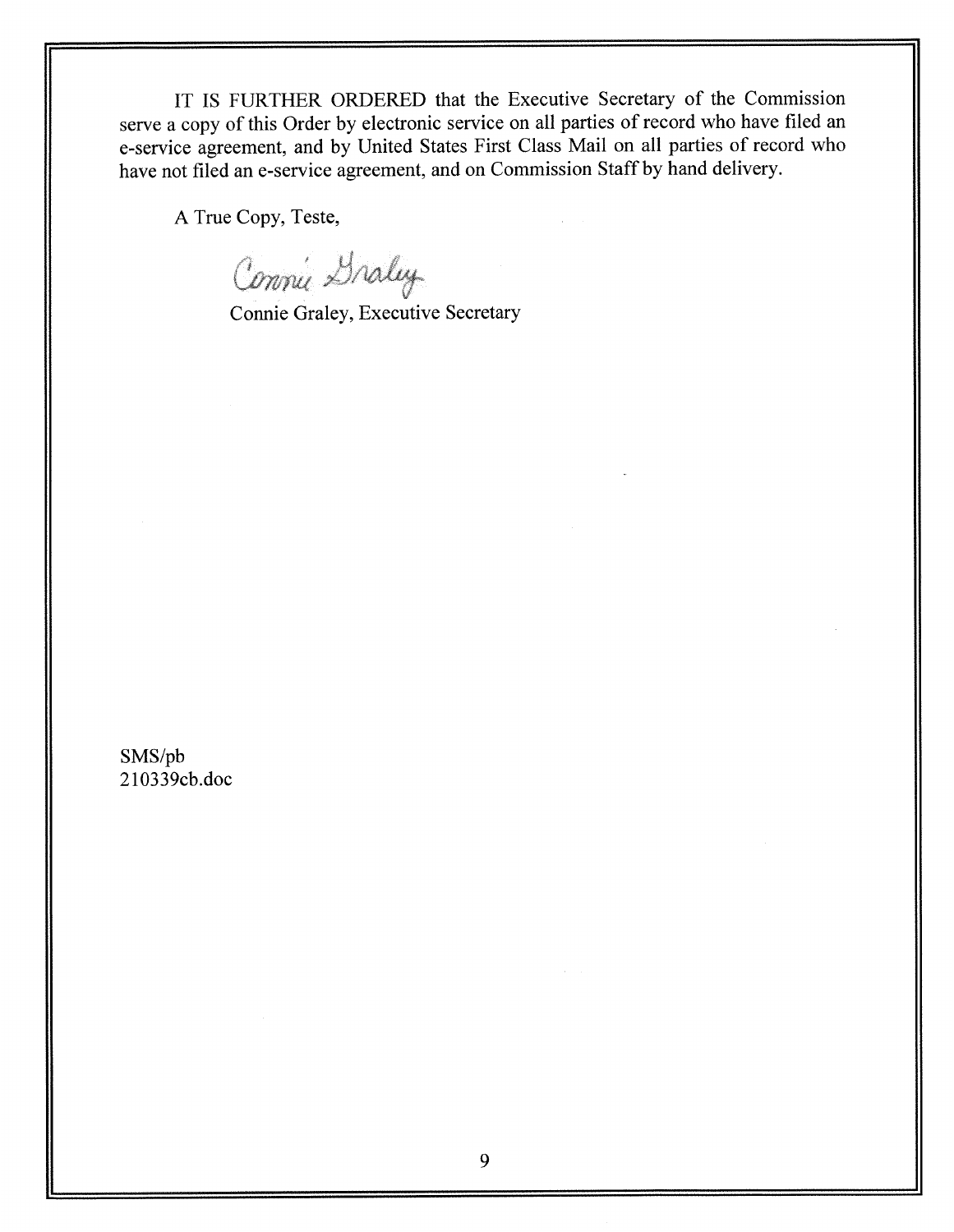IT IS FURTHER ORDERED that the Executive Secretary of the Commission serve a copy of this Order by electronic service on all parties of record who have filed an e-service agreement, and by United States First Class Mail on all parties of record who have not filed an e-service agreement, and on Commission Staff by hand delivery.

A True Copy, Teste,

Connie Graley

Connie Graley, Executive Secretary

SMS/pb
210339cb.doc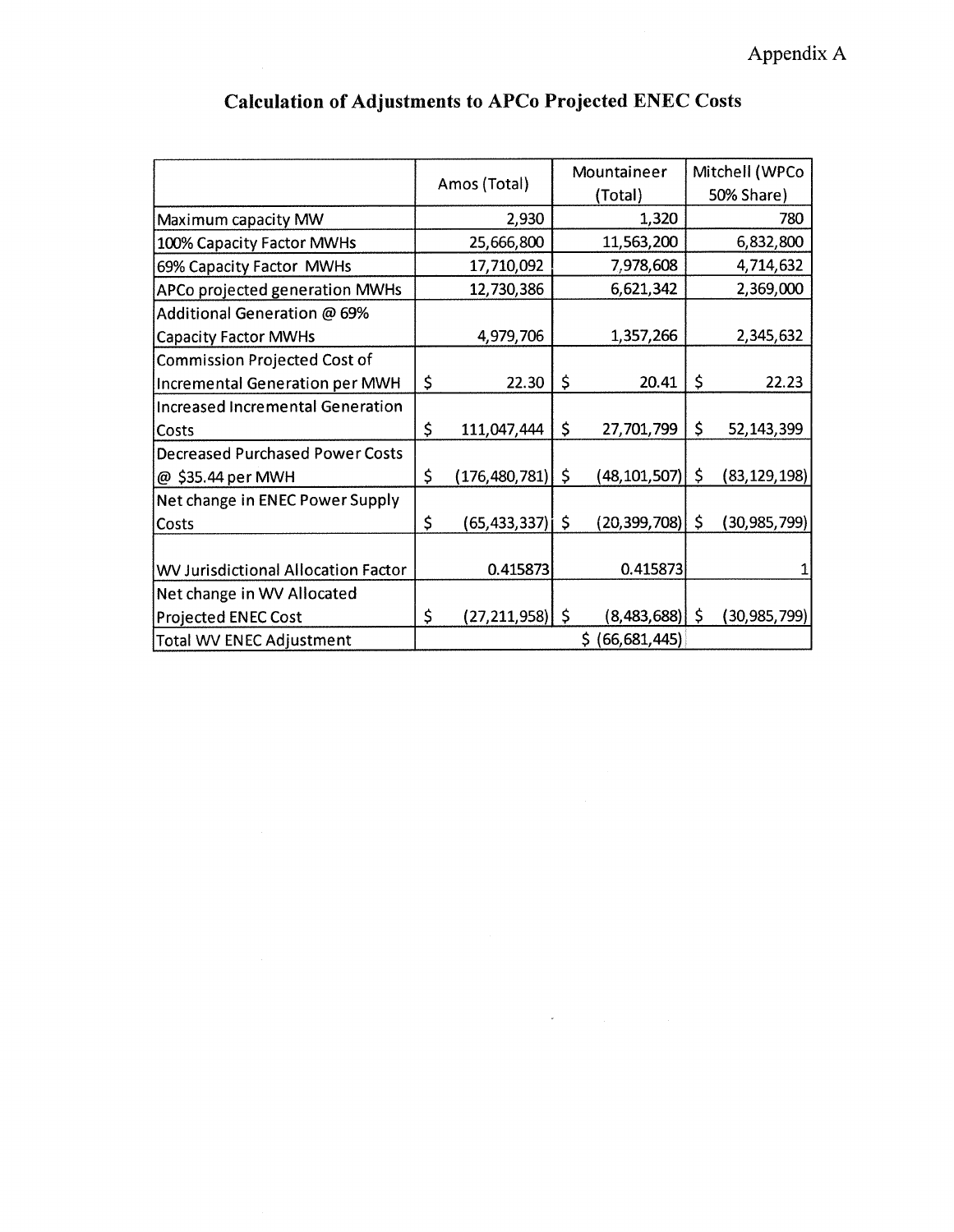Appendix A

# Calculation of Adjustments to APCo Projected ENEC Costs

| | Amos (Total) | Mountaineer (Total) | Mitchell (WPCo 50% Share) |
|---|---|---|---|
| Maximum capacity MW | 2,930 | 1,320 | 780 |
| 100% Capacity Factor MWHs | 25,666,800 | 11,563,200 | 6,832,800 |
| 69% Capacity Factor MWHs | 17,710,092 | 7,978,608 | 4,714,632 |
| APCo projected generation MWHs | 12,730,386 | 6,621,342 | 2,369,000 |
| Additional Generation @ 69% Capacity Factor MWHs | 4,979,706 | 1,357,266 | 2,345,632 |
| Commission Projected Cost of Incremental Generation per MWH | $ 22.30 | $ 20.41 | $ 22.23 |
| Increased Incremental Generation Costs | $ 111,047,444 | $ 27,701,799 | $ 52,143,399 |
| Decreased Purchased Power Costs @ $35.44 per MWH | $ (176,480,781) | $ (48,101,507) | $ (83,129,198) |
| Net change in ENEC Power Supply Costs | $ (65,433,337) | $ (20,399,708) | $ (30,985,799) |
| WV Jurisdictional Allocation Factor | 0.415873 | 0.415873 | 1 |
| Net change in WV Allocated Projected ENEC Cost | $ (27,211,958) | $ (8,483,688) | $ (30,985,799) |
| Total WV ENEC Adjustment | | $ (66,681,445) | |